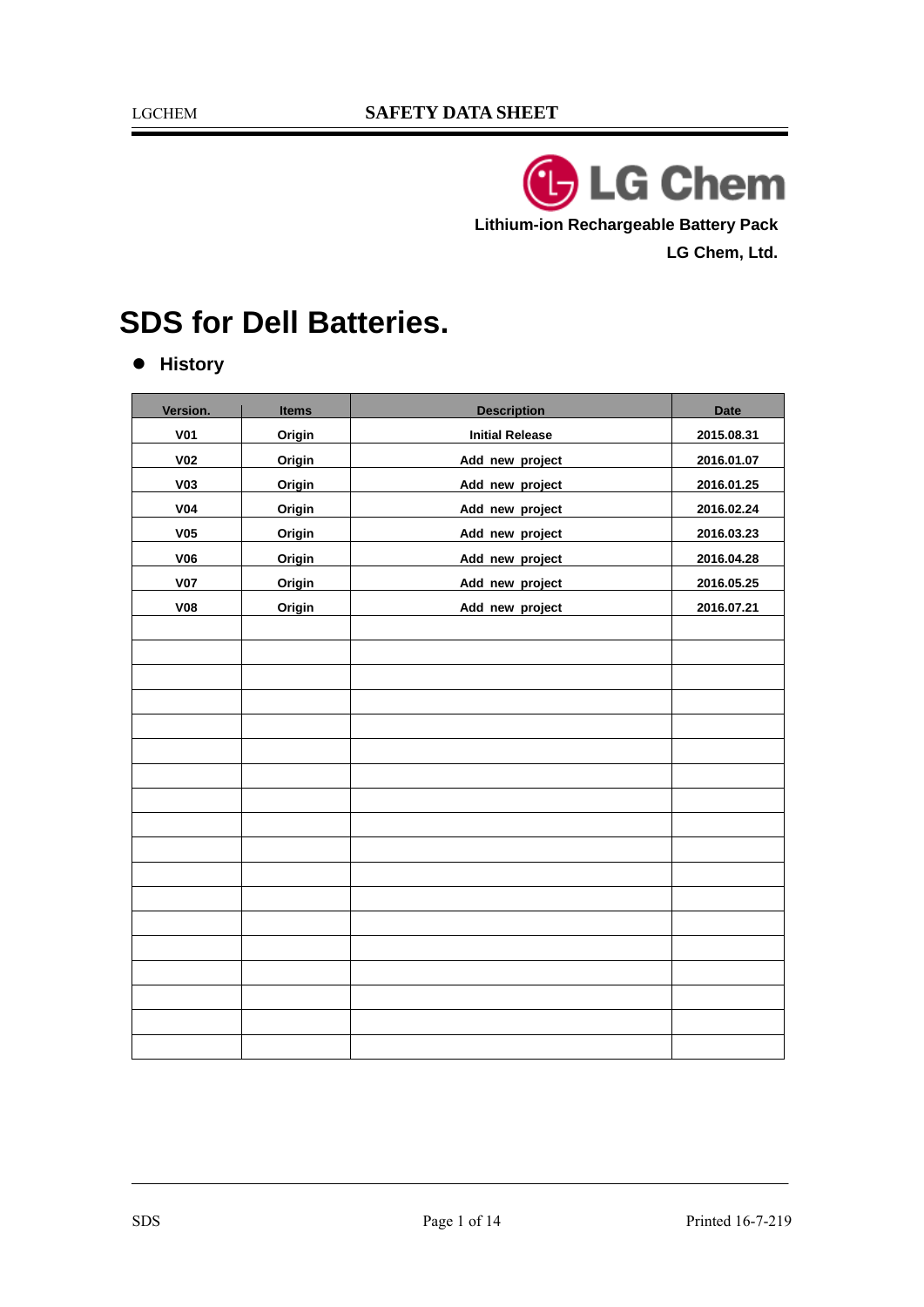**Lithium-ion Rechargeable Battery Pack**

**LG Chem, Ltd.**

# SDS for Dell Batteries.

- **History**

| Version. | Items | Description | Date |
|---|---|---|---|
| V01 | Origin | Initial Release | 2015.08.31 |
| V02 | Origin | Add new project | 2016.01.07 |
| V03 | Origin | Add new project | 2016.01.25 |
| V04 | Origin | Add new project | 2016.02.24 |
| V05 | Origin | Add new project | 2016.03.23 |
| V06 | Origin | Add new project | 2016.04.28 |
| V07 | Origin | Add new project | 2016.05.25 |
| V08 | Origin | Add new project | 2016.07.21 |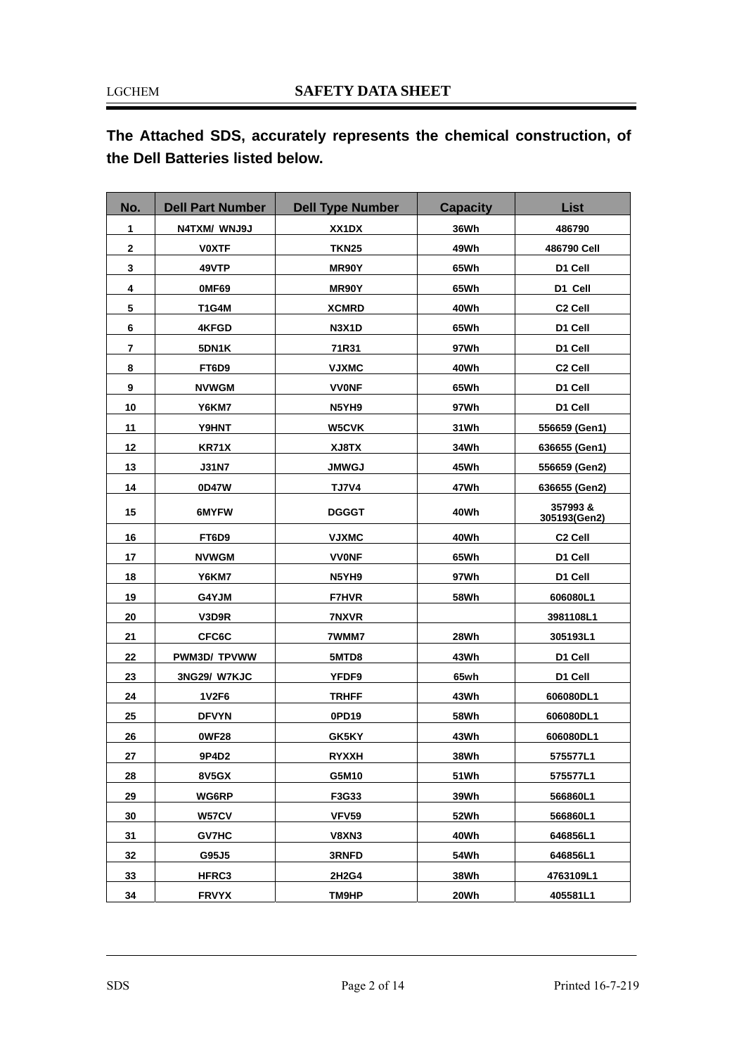**The Attached SDS, accurately represents the chemical construction, of the Dell Batteries listed below.**

| No. | Dell Part Number | Dell Type Number | Capacity | List |
|---|---|---|---|---|
| 1 | N4TXM/ WNJ9J | XX1DX | 36Wh | 486790 |
| 2 | V0XTF | TKN25 | 49Wh | 486790 Cell |
| 3 | 49VTP | MR90Y | 65Wh | D1 Cell |
| 4 | 0MF69 | MR90Y | 65Wh | D1 Cell |
| 5 | T1G4M | XCMRD | 40Wh | C2 Cell |
| 6 | 4KFGD | N3X1D | 65Wh | D1 Cell |
| 7 | 5DN1K | 71R31 | 97Wh | D1 Cell |
| 8 | FT6D9 | VJXMC | 40Wh | C2 Cell |
| 9 | NVWGM | VV0NF | 65Wh | D1 Cell |
| 10 | Y6KM7 | N5YH9 | 97Wh | D1 Cell |
| 11 | Y9HNT | W5CVK | 31Wh | 556659 (Gen1) |
| 12 | KR71X | XJ8TX | 34Wh | 636655 (Gen1) |
| 13 | J31N7 | JMWGJ | 45Wh | 556659 (Gen2) |
| 14 | 0D47W | TJ7V4 | 47Wh | 636655 (Gen2) |
| 15 | 6MYFW | DGGGT | 40Wh | 357993 & 305193(Gen2) |
| 16 | FT6D9 | VJXMC | 40Wh | C2 Cell |
| 17 | NVWGM | VV0NF | 65Wh | D1 Cell |
| 18 | Y6KM7 | N5YH9 | 97Wh | D1 Cell |
| 19 | G4YJM | F7HVR | 58Wh | 606080L1 |
| 20 | V3D9R | 7NXVR | | 3981108L1 |
| 21 | CFC6C | 7WMM7 | 28Wh | 305193L1 |
| 22 | PWM3D/ TPVWW | 5MTD8 | 43Wh | D1 Cell |
| 23 | 3NG29/ W7KJC | YFDF9 | 65wh | D1 Cell |
| 24 | 1V2F6 | TRHFF | 43Wh | 606080DL1 |
| 25 | DFVYN | 0PD19 | 58Wh | 606080DL1 |
| 26 | 0WF28 | GK5KY | 43Wh | 606080DL1 |
| 27 | 9P4D2 | RYXXH | 38Wh | 575577L1 |
| 28 | 8V5GX | G5M10 | 51Wh | 575577L1 |
| 29 | WG6RP | F3G33 | 39Wh | 566860L1 |
| 30 | W57CV | VFV59 | 52Wh | 566860L1 |
| 31 | GV7HC | V8XN3 | 40Wh | 646856L1 |
| 32 | G95J5 | 3RNFD | 54Wh | 646856L1 |
| 33 | HFRC3 | 2H2G4 | 38Wh | 4763109L1 |
| 34 | FRVYX | TM9HP | 20Wh | 405581L1 |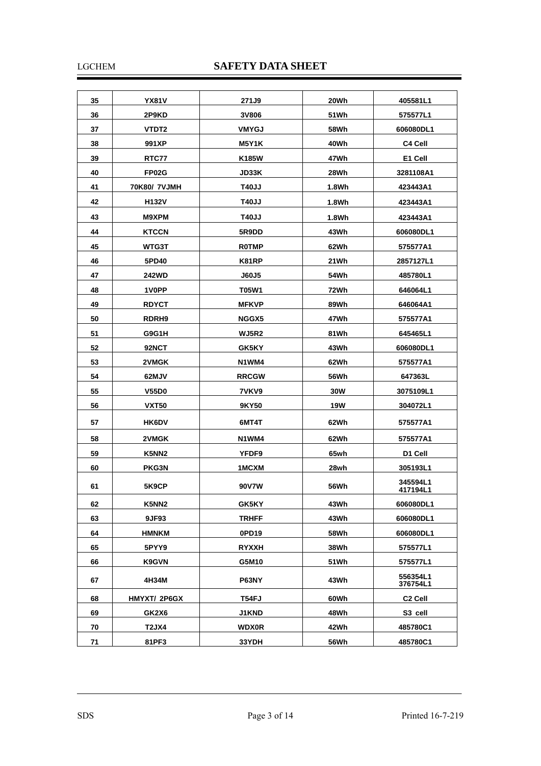| 35 | YX81V | 271J9 | 20Wh | 405581L1 |
|---|---|---|---|---|
| 36 | 2P9KD | 3V806 | 51Wh | 575577L1 |
| 37 | VTDT2 | VMYGJ | 58Wh | 606080DL1 |
| 38 | 991XP | M5Y1K | 40Wh | C4 Cell |
| 39 | RTC77 | K185W | 47Wh | E1 Cell |
| 40 | FP02G | JD33K | 28Wh | 3281108A1 |
| 41 | 70K80/ 7VJMH | T40JJ | 1.8Wh | 423443A1 |
| 42 | H132V | T40JJ | 1.8Wh | 423443A1 |
| 43 | M9XPM | T40JJ | 1.8Wh | 423443A1 |
| 44 | KTCCN | 5R9DD | 43Wh | 606080DL1 |
| 45 | WTG3T | R0TMP | 62Wh | 575577A1 |
| 46 | 5PD40 | K81RP | 21Wh | 2857127L1 |
| 47 | 242WD | J60J5 | 54Wh | 485780L1 |
| 48 | 1V0PP | T05W1 | 72Wh | 646064L1 |
| 49 | RDYCT | MFKVP | 89Wh | 646064A1 |
| 50 | RDRH9 | NGGX5 | 47Wh | 575577A1 |
| 51 | G9G1H | WJ5R2 | 81Wh | 645465L1 |
| 52 | 92NCT | GK5KY | 43Wh | 606080DL1 |
| 53 | 2VMGK | N1WM4 | 62Wh | 575577A1 |
| 54 | 62MJV | RRCGW | 56Wh | 647363L |
| 55 | V55D0 | 7VKV9 | 30W | 3075109L1 |
| 56 | VXT50 | 9KY50 | 19W | 304072L1 |
| 57 | HK6DV | 6MT4T | 62Wh | 575577A1 |
| 58 | 2VMGK | N1WM4 | 62Wh | 575577A1 |
| 59 | K5NN2 | YFDF9 | 65wh | D1 Cell |
| 60 | PKG3N | 1MCXM | 28wh | 305193L1 |
| 61 | 5K9CP | 90V7W | 56Wh | 345594L1 417194L1 |
| 62 | K5NN2 | GK5KY | 43Wh | 606080DL1 |
| 63 | 9JF93 | TRHFF | 43Wh | 606080DL1 |
| 64 | HMNKM | 0PD19 | 58Wh | 606080DL1 |
| 65 | 5PYY9 | RYXXH | 38Wh | 575577L1 |
| 66 | K9GVN | G5M10 | 51Wh | 575577L1 |
| 67 | 4H34M | P63NY | 43Wh | 556354L1 376754L1 |
| 68 | HMYXT/ 2P6GX | T54FJ | 60Wh | C2 Cell |
| 69 | GK2X6 | J1KND | 48Wh | S3 cell |
| 70 | T2JX4 | WDX0R | 42Wh | 485780C1 |
| 71 | 81PF3 | 33YDH | 56Wh | 485780C1 |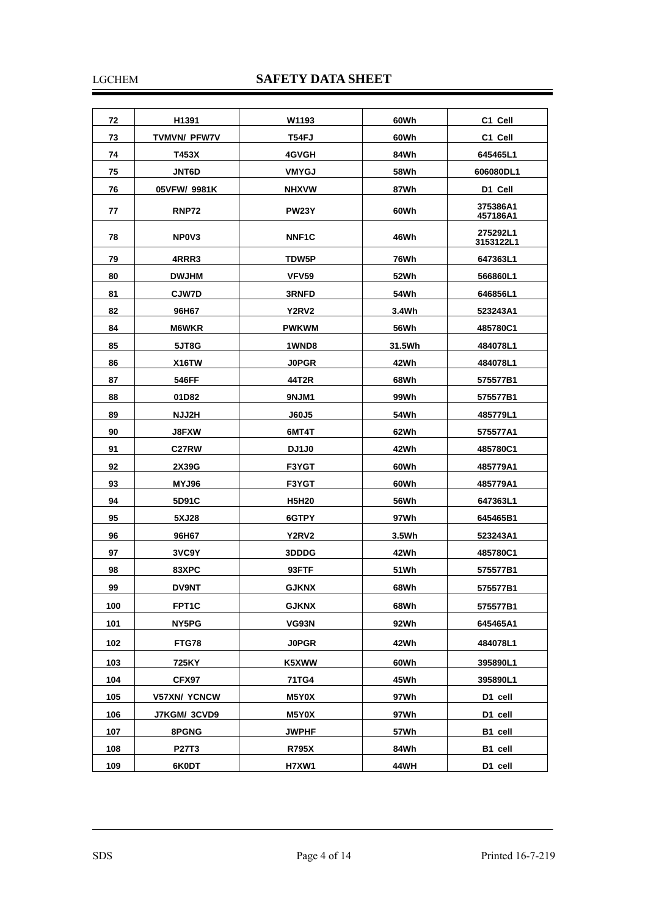| 72 | H1391 | W1193 | 60Wh | C1 Cell |
|---|---|---|---|---|
| 73 | TVMVN/ PFW7V | T54FJ | 60Wh | C1 Cell |
| 74 | T453X | 4GVGH | 84Wh | 645465L1 |
| 75 | JNT6D | VMYGJ | 58Wh | 606080DL1 |
| 76 | 05VFW/ 9981K | NHXVW | 87Wh | D1 Cell |
| 77 | RNP72 | PW23Y | 60Wh | 375386A1 457186A1 |
| 78 | NP0V3 | NNF1C | 46Wh | 275292L1 3153122L1 |
| 79 | 4RRR3 | TDW5P | 76Wh | 647363L1 |
| 80 | DWJHM | VFV59 | 52Wh | 566860L1 |
| 81 | CJW7D | 3RNFD | 54Wh | 646856L1 |
| 82 | 96H67 | Y2RV2 | 3.4Wh | 523243A1 |
| 84 | M6WKR | PWKWM | 56Wh | 485780C1 |
| 85 | 5JT8G | 1WND8 | 31.5Wh | 484078L1 |
| 86 | X16TW | J0PGR | 42Wh | 484078L1 |
| 87 | 546FF | 44T2R | 68Wh | 575577B1 |
| 88 | 01D82 | 9NJM1 | 99Wh | 575577B1 |
| 89 | NJJ2H | J60J5 | 54Wh | 485779L1 |
| 90 | J8FXW | 6MT4T | 62Wh | 575577A1 |
| 91 | C27RW | DJ1J0 | 42Wh | 485780C1 |
| 92 | 2X39G | F3YGT | 60Wh | 485779A1 |
| 93 | MYJ96 | F3YGT | 60Wh | 485779A1 |
| 94 | 5D91C | H5H20 | 56Wh | 647363L1 |
| 95 | 5XJ28 | 6GTPY | 97Wh | 645465B1 |
| 96 | 96H67 | Y2RV2 | 3.5Wh | 523243A1 |
| 97 | 3VC9Y | 3DDDG | 42Wh | 485780C1 |
| 98 | 83XPC | 93FTF | 51Wh | 575577B1 |
| 99 | DV9NT | GJKNX | 68Wh | 575577B1 |
| 100 | FPT1C | GJKNX | 68Wh | 575577B1 |
| 101 | NY5PG | VG93N | 92Wh | 645465A1 |
| 102 | FTG78 | J0PGR | 42Wh | 484078L1 |
| 103 | 725KY | K5XWW | 60Wh | 395890L1 |
| 104 | CFX97 | 71TG4 | 45Wh | 395890L1 |
| 105 | V57XN/ YCNCW | M5Y0X | 97Wh | D1 cell |
| 106 | J7KGM/ 3CVD9 | M5Y0X | 97Wh | D1 cell |
| 107 | 8PGNG | JWPHF | 57Wh | B1 cell |
| 108 | P27T3 | R795X | 84Wh | B1 cell |
| 109 | 6K0DT | H7XW1 | 44WH | D1 cell |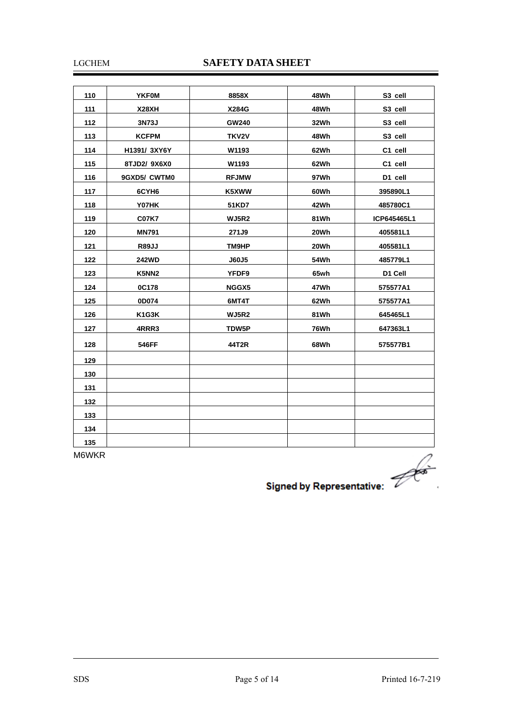| | | | | |
|---|---|---|---|---|
| **110** | **YKF0M** | **8858X** | **48Wh** | **S3 cell** |
| **111** | **X28XH** | **X284G** | **48Wh** | **S3 cell** |
| **112** | **3N73J** | **GW240** | **32Wh** | **S3 cell** |
| **113** | **KCFPM** | **TKV2V** | **48Wh** | **S3 cell** |
| **114** | **H1391/ 3XY6Y** | **W1193** | **62Wh** | **C1 cell** |
| **115** | **8TJD2/ 9X6X0** | **W1193** | **62Wh** | **C1 cell** |
| **116** | **9GXD5/ CWTM0** | **RFJMW** | **97Wh** | **D1 cell** |
| **117** | **6CYH6** | **K5XWW** | **60Wh** | **395890L1** |
| **118** | **Y07HK** | **51KD7** | **42Wh** | **485780C1** |
| **119** | **C07K7** | **WJ5R2** | **81Wh** | **ICP645465L1** |
| **120** | **MN791** | **271J9** | **20Wh** | **405581L1** |
| **121** | **R89JJ** | **TM9HP** | **20Wh** | **405581L1** |
| **122** | **242WD** | **J60J5** | **54Wh** | **485779L1** |
| **123** | **K5NN2** | **YFDF9** | **65wh** | **D1 Cell** |
| **124** | **0C178** | **NGGX5** | **47Wh** | **575577A1** |
| **125** | **0D074** | **6MT4T** | **62Wh** | **575577A1** |
| **126** | **K1G3K** | **WJ5R2** | **81Wh** | **645465L1** |
| **127** | **4RRR3** | **TDW5P** | **76Wh** | **647363L1** |
| **128** | **546FF** | **44T2R** | **68Wh** | **575577B1** |
| **129** | | | | |
| **130** | | | | |
| **131** | | | | |
| **132** | | | | |
| **133** | | | | |
| **134** | | | | |
| **135** | | | | |

M6WKR

**Signed by Representative:**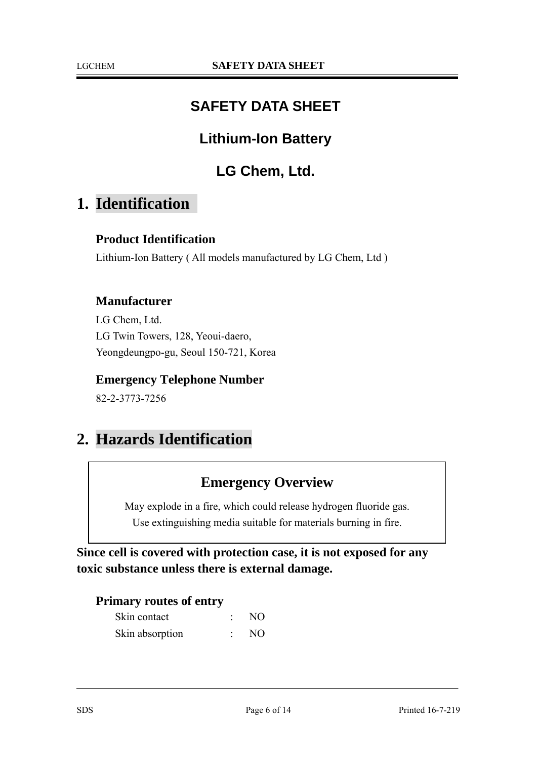# SAFETY DATA SHEET

## Lithium-Ion Battery

## LG Chem, Ltd.

# 1. Identification

### Product Identification

Lithium-Ion Battery ( All models manufactured by LG Chem, Ltd )

### Manufacturer

LG Chem, Ltd.
LG Twin Towers, 128, Yeoui-daero,
Yeongdeungpo-gu, Seoul 150-721, Korea

### Emergency Telephone Number

82-2-3773-7256

# 2. Hazards Identification

### Emergency Overview

May explode in a fire, which could release hydrogen fluoride gas.
Use extinguishing media suitable for materials burning in fire.

**Since cell is covered with protection case, it is not exposed for any toxic substance unless there is external damage.**

### Primary routes of entry

| | | |
|---|---|---|
| Skin contact | : | NO |
| Skin absorption | : | NO |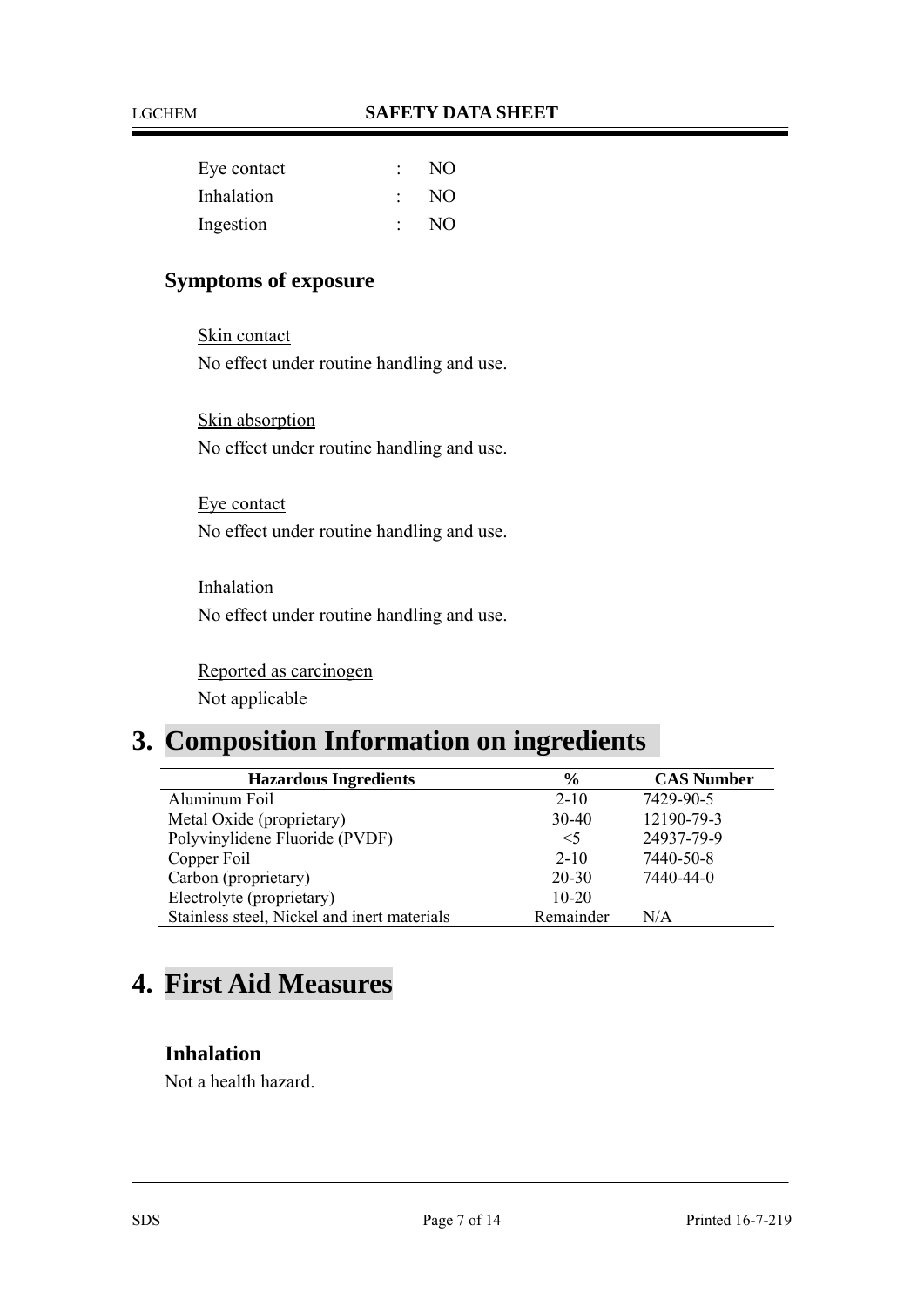Eye contact : NO
Inhalation : NO
Ingestion : NO

### Symptoms of exposure

Skin contact
No effect under routine handling and use.

Skin absorption
No effect under routine handling and use.

Eye contact
No effect under routine handling and use.

Inhalation
No effect under routine handling and use.

Reported as carcinogen
Not applicable

## 3. Composition Information on ingredients

| Hazardous Ingredients | % | CAS Number |
|---|---|---|
| Aluminum Foil | 2-10 | 7429-90-5 |
| Metal Oxide (proprietary) | 30-40 | 12190-79-3 |
| Polyvinylidene Fluoride (PVDF) | <5 | 24937-79-9 |
| Copper Foil | 2-10 | 7440-50-8 |
| Carbon (proprietary) | 20-30 | 7440-44-0 |
| Electrolyte (proprietary) | 10-20 | |
| Stainless steel, Nickel and inert materials | Remainder | N/A |

## 4. First Aid Measures

### Inhalation

Not a health hazard.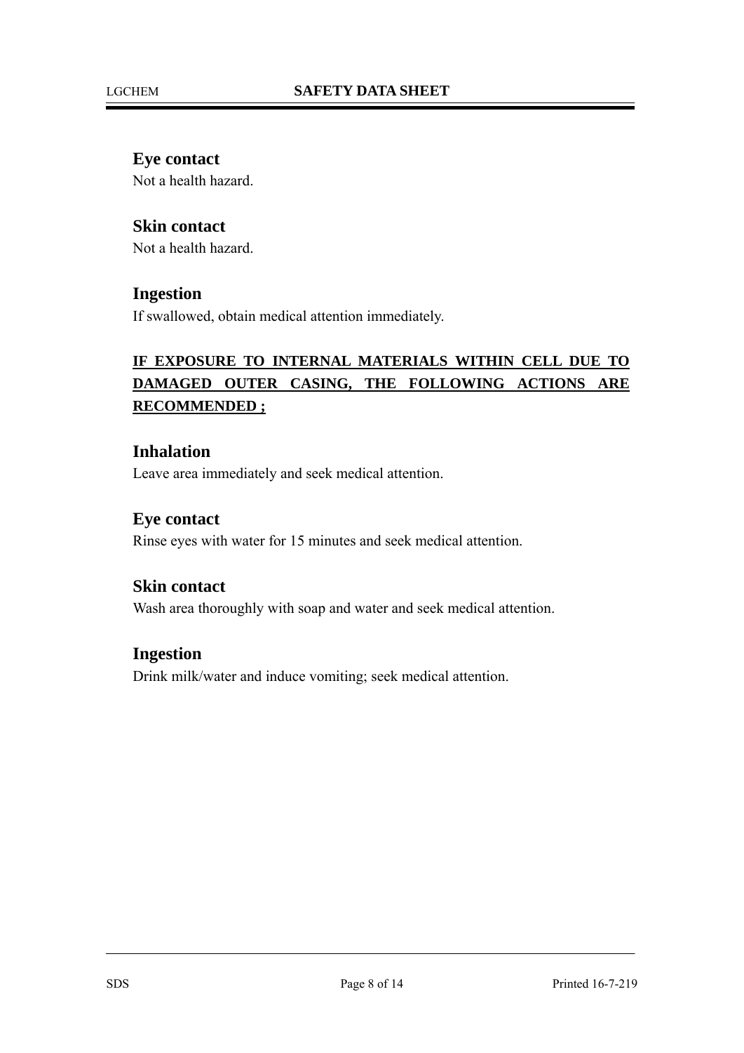### Eye contact

Not a health hazard.

### Skin contact

Not a health hazard.

### Ingestion

If swallowed, obtain medical attention immediately.

**IF EXPOSURE TO INTERNAL MATERIALS WITHIN CELL DUE TO DAMAGED OUTER CASING, THE FOLLOWING ACTIONS ARE RECOMMENDED ;**

### Inhalation

Leave area immediately and seek medical attention.

### Eye contact

Rinse eyes with water for 15 minutes and seek medical attention.

### Skin contact

Wash area thoroughly with soap and water and seek medical attention.

### Ingestion

Drink milk/water and induce vomiting; seek medical attention.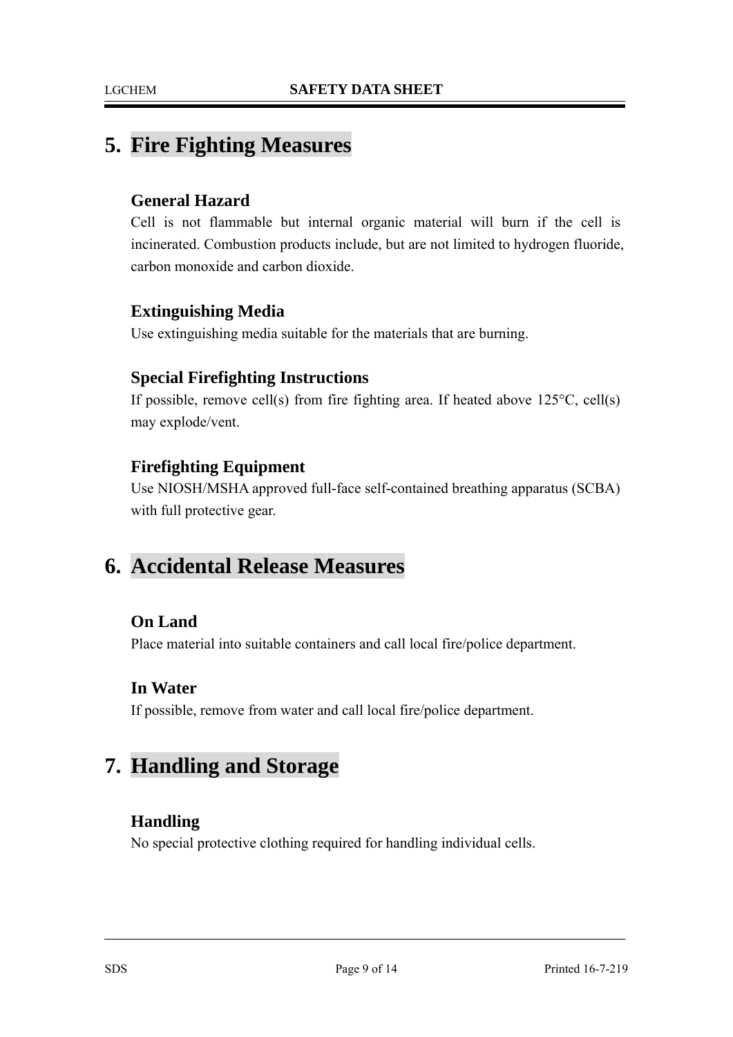## 5. Fire Fighting Measures

### General Hazard

Cell is not flammable but internal organic material will burn if the cell is incinerated. Combustion products include, but are not limited to hydrogen fluoride, carbon monoxide and carbon dioxide.

### Extinguishing Media

Use extinguishing media suitable for the materials that are burning.

### Special Firefighting Instructions

If possible, remove cell(s) from fire fighting area. If heated above 125°C, cell(s) may explode/vent.

### Firefighting Equipment

Use NIOSH/MSHA approved full-face self-contained breathing apparatus (SCBA) with full protective gear.

## 6. Accidental Release Measures

### On Land

Place material into suitable containers and call local fire/police department.

### In Water

If possible, remove from water and call local fire/police department.

## 7. Handling and Storage

### Handling

No special protective clothing required for handling individual cells.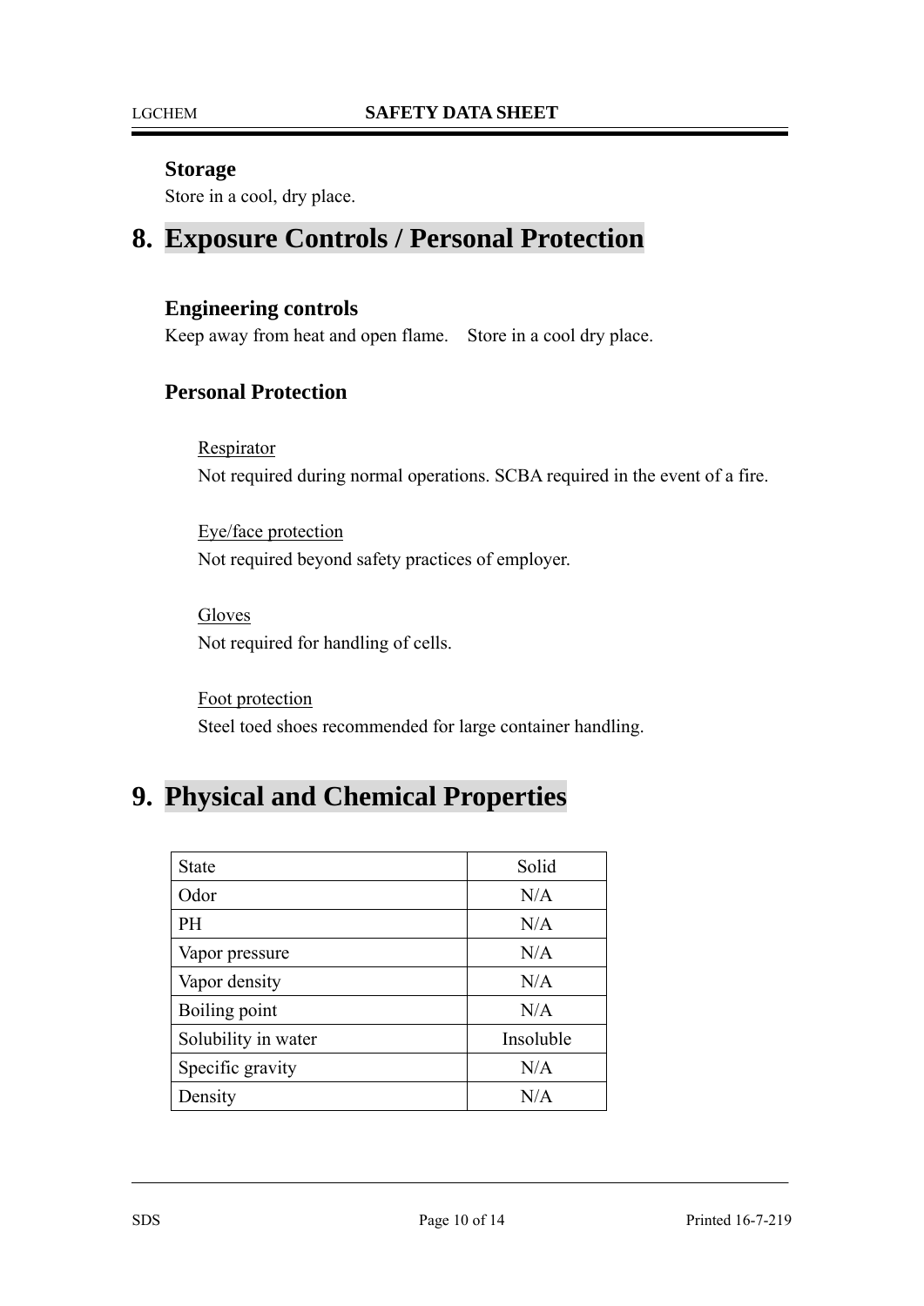### Storage

Store in a cool, dry place.

## 8. Exposure Controls / Personal Protection

### Engineering controls

Keep away from heat and open flame.    Store in a cool dry place.

### Personal Protection

Respirator

Not required during normal operations. SCBA required in the event of a fire.

Eye/face protection

Not required beyond safety practices of employer.

Gloves

Not required for handling of cells.

Foot protection

Steel toed shoes recommended for large container handling.

## 9. Physical and Chemical Properties

| State | Solid |
|---|---|
| Odor | N/A |
| PH | N/A |
| Vapor pressure | N/A |
| Vapor density | N/A |
| Boiling point | N/A |
| Solubility in water | Insoluble |
| Specific gravity | N/A |
| Density | N/A |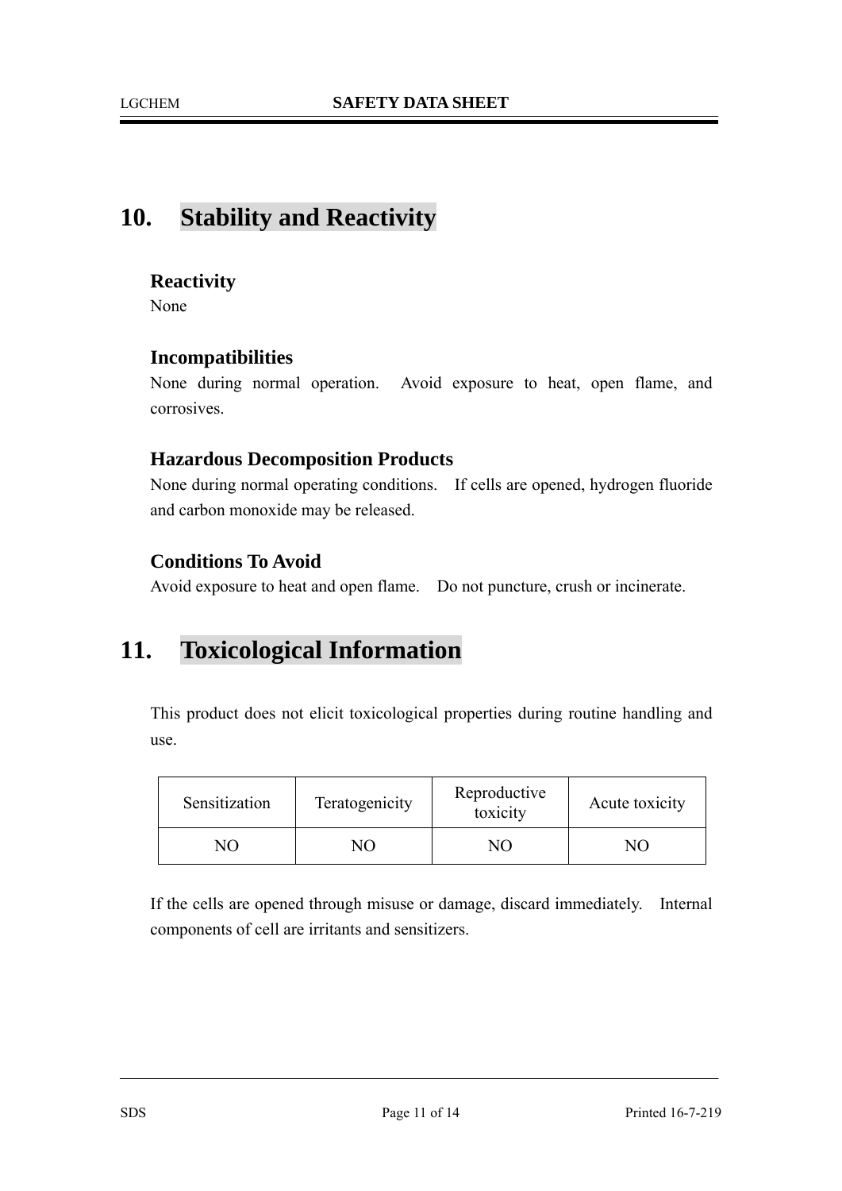## 10. Stability and Reactivity

### Reactivity

None

### Incompatibilities

None during normal operation. Avoid exposure to heat, open flame, and corrosives.

### Hazardous Decomposition Products

None during normal operating conditions. If cells are opened, hydrogen fluoride and carbon monoxide may be released.

### Conditions To Avoid

Avoid exposure to heat and open flame. Do not puncture, crush or incinerate.

## 11. Toxicological Information

This product does not elicit toxicological properties during routine handling and use.

| Sensitization | Teratogenicity | Reproductive toxicity | Acute toxicity |
|---|---|---|---|
| NO | NO | NO | NO |

If the cells are opened through misuse or damage, discard immediately. Internal components of cell are irritants and sensitizers.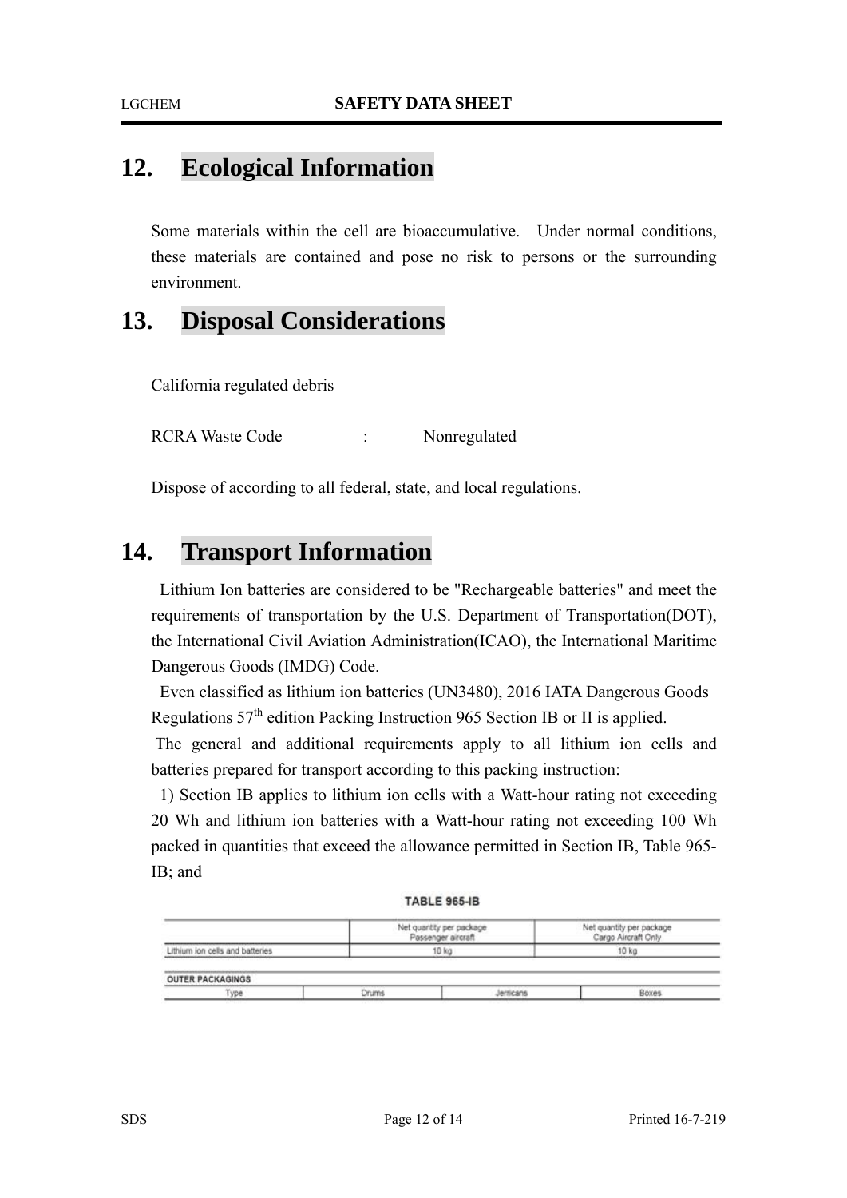## 12. Ecological Information

Some materials within the cell are bioaccumulative. Under normal conditions, these materials are contained and pose no risk to persons or the surrounding environment.

## 13. Disposal Considerations

California regulated debris

RCRA Waste Code : Nonregulated

Dispose of according to all federal, state, and local regulations.

## 14. Transport Information

Lithium Ion batteries are considered to be "Rechargeable batteries" and meet the requirements of transportation by the U.S. Department of Transportation(DOT), the International Civil Aviation Administration(ICAO), the International Maritime Dangerous Goods (IMDG) Code.

Even classified as lithium ion batteries (UN3480), 2016 IATA Dangerous Goods Regulations 57th edition Packing Instruction 965 Section IB or II is applied.

The general and additional requirements apply to all lithium ion cells and batteries prepared for transport according to this packing instruction:

1) Section IB applies to lithium ion cells with a Watt-hour rating not exceeding 20 Wh and lithium ion batteries with a Watt-hour rating not exceeding 100 Wh packed in quantities that exceed the allowance permitted in Section IB, Table 965-IB; and

**TABLE 965-IB**

| | Net quantity per package Passenger aircraft | Net quantity per package Cargo Aircraft Only |
|---|---|---|
| Lithium ion cells and batteries | 10 kg | 10 kg |

| OUTER PACKAGINGS | | | |
|---|---|---|---|
| Type | Drums | Jerricans | Boxes |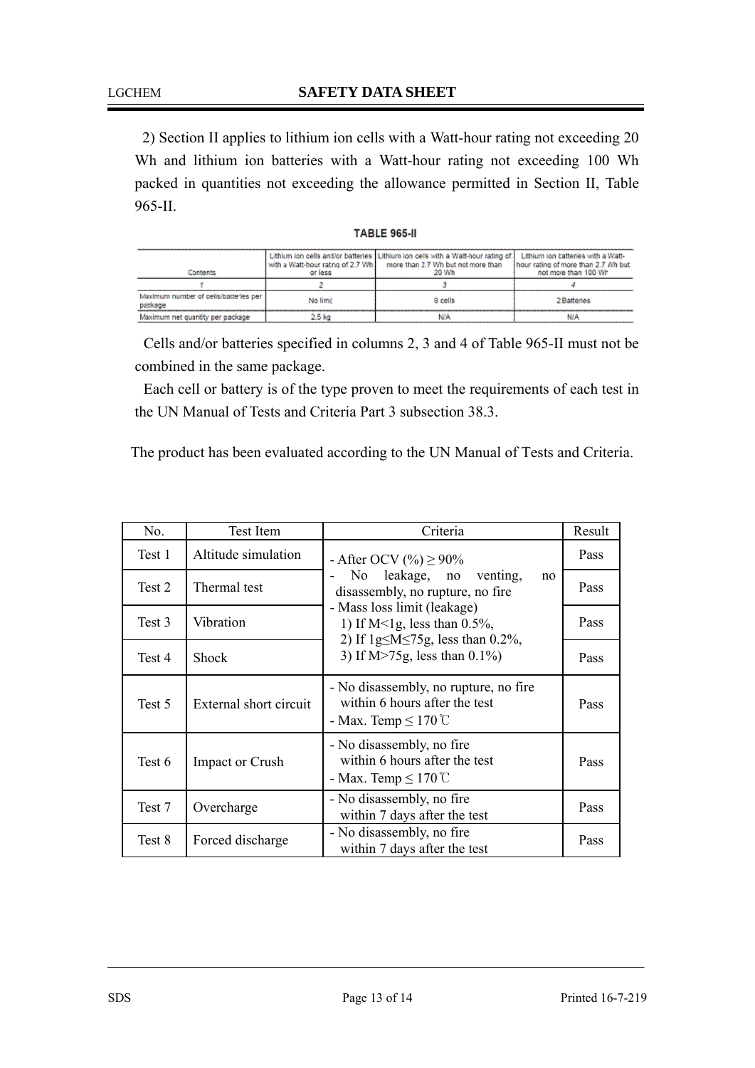2) Section II applies to lithium ion cells with a Watt-hour rating not exceeding 20 Wh and lithium ion batteries with a Watt-hour rating not exceeding 100 Wh packed in quantities not exceeding the allowance permitted in Section II, Table 965-II.

**TABLE 965-II**

| Contents | Lithium ion cells and/or batteries with a Watt-hour rating of 2.7 Wh or less | Lithium ion cells with a Watt-hour rating of more than 2.7 Wh but not more than 20 Wh | Lithium ion batteries with a Watt-hour rating of more than 2.7 Wh but not more than 100 Wh |
|---|---|---|---|
| 1 | 2 | 3 | 4 |
| Maximum number of cells/batteries per package | No limit | 8 cells | 2 Batteries |
| Maximum net quantity per package | 2.5 kg | N/A | N/A |

Cells and/or batteries specified in columns 2, 3 and 4 of Table 965-II must not be combined in the same package.

Each cell or battery is of the type proven to meet the requirements of each test in the UN Manual of Tests and Criteria Part 3 subsection 38.3.

The product has been evaluated according to the UN Manual of Tests and Criteria.

| No. | Test Item | Criteria | Result |
|---|---|---|---|
| Test 1 | Altitude simulation | - After OCV (%) ≥ 90%<br>- No leakage, no venting, no disassembly, no rupture, no fire<br>- Mass loss limit (leakage)<br>1) If M<1g, less than 0.5%,<br>2) If 1g≤M≤75g, less than 0.2%,<br>3) If M>75g, less than 0.1%) | Pass |
| Test 2 | Thermal test | | Pass |
| Test 3 | Vibration | | Pass |
| Test 4 | Shock | | Pass |
| Test 5 | External short circuit | - No disassembly, no rupture, no fire within 6 hours after the test<br>- Max. Temp ≤ 170℃ | Pass |
| Test 6 | Impact or Crush | - No disassembly, no fire within 6 hours after the test<br>- Max. Temp ≤ 170℃ | Pass |
| Test 7 | Overcharge | - No disassembly, no fire within 7 days after the test | Pass |
| Test 8 | Forced discharge | - No disassembly, no fire within 7 days after the test | Pass |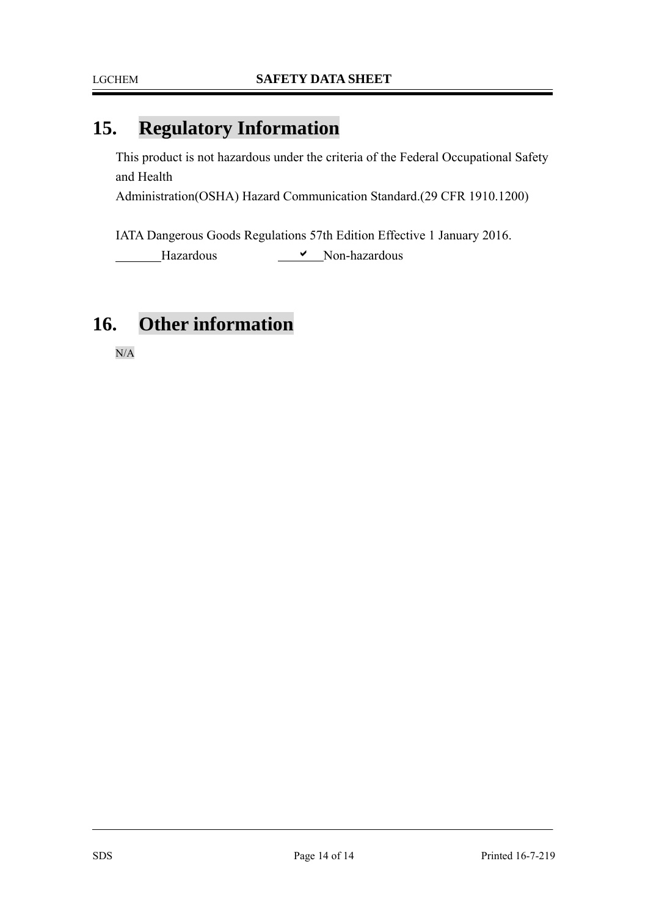## 15. Regulatory Information

This product is not hazardous under the criteria of the Federal Occupational Safety and Health
Administration(OSHA) Hazard Communication Standard.(29 CFR 1910.1200)

IATA Dangerous Goods Regulations 57th Edition Effective 1 January 2016.

_______Hazardous ___✔___Non-hazardous

## 16. Other information

N/A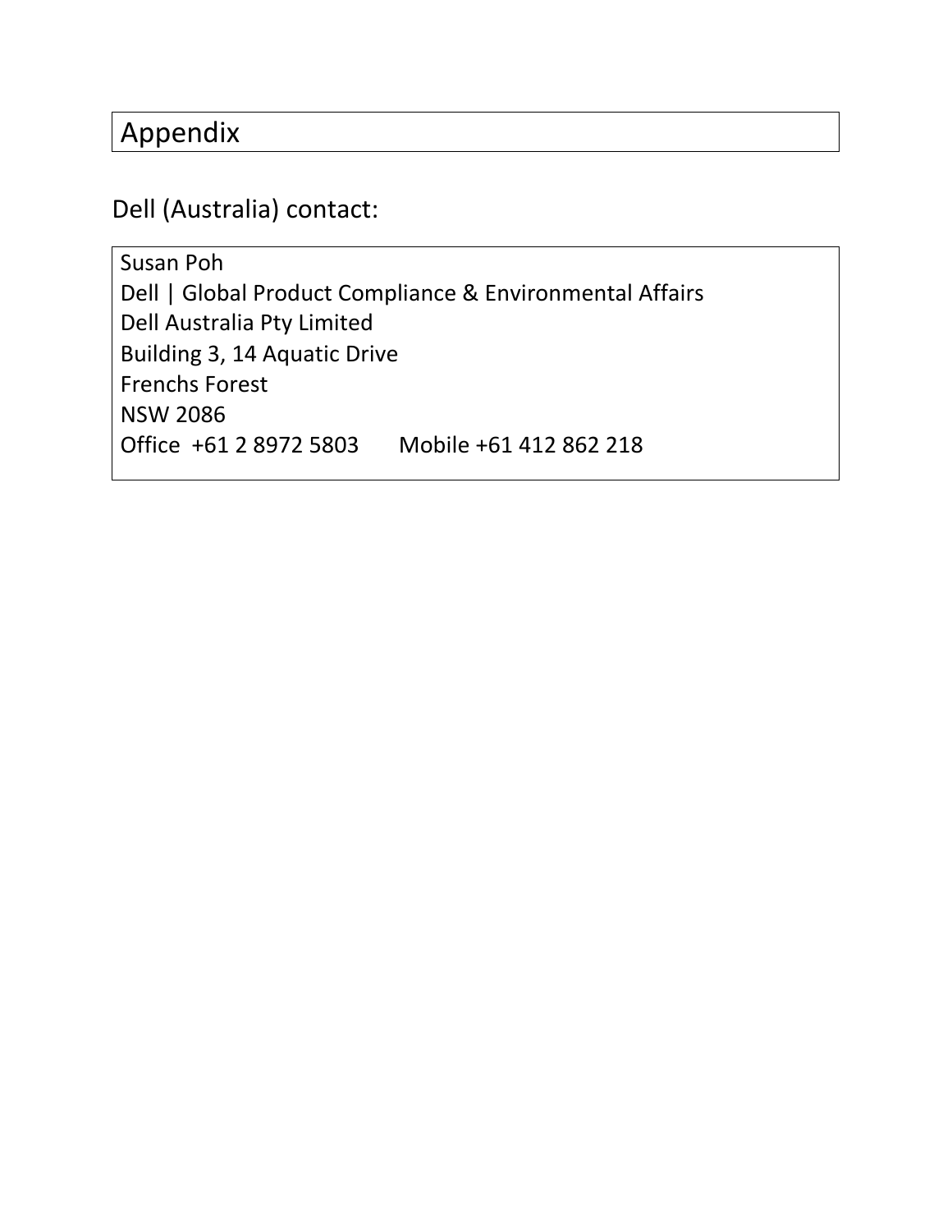# Appendix

Dell (Australia) contact:

Susan Poh
Dell | Global Product Compliance & Environmental Affairs
Dell Australia Pty Limited
Building 3, 14 Aquatic Drive
Frenchs Forest
NSW 2086
Office +61 2 8972 5803 Mobile +61 412 862 218